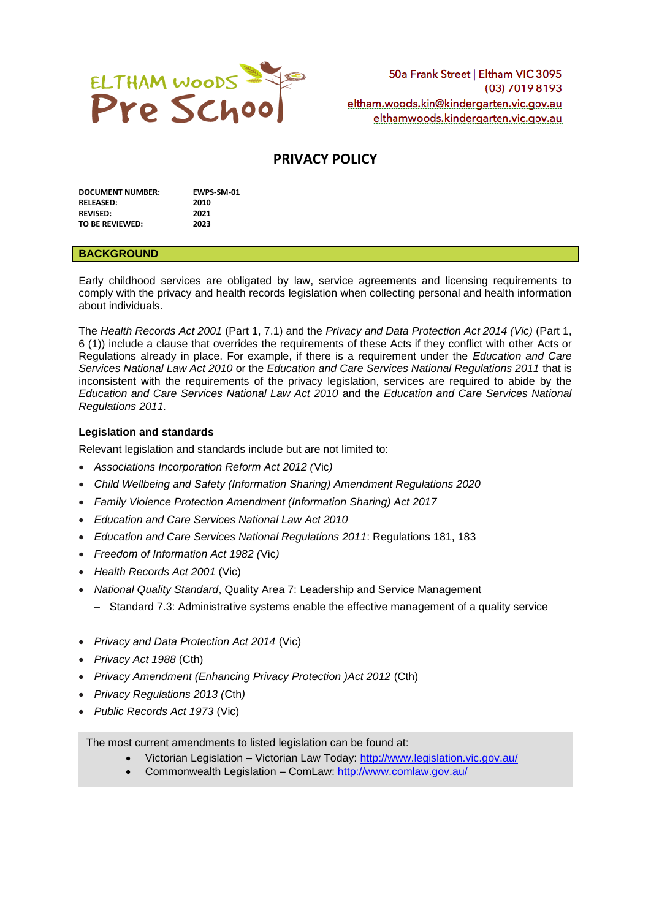ELTHAM WOODS Pre School

50a Frank Street | Eltham VIC 3095
(03) 7019 8193
eltham.woods.kin@kindergarten.vic.gov.au
elthamwoods.kindergarten.vic.gov.au

# PRIVACY POLICY

| | |
|---|---|
| **DOCUMENT NUMBER:** | **EWPS-SM-01** |
| **RELEASED:** | **2010** |
| **REVISED:** | **2021** |
| **TO BE REVIEWED:** | **2023** |

## BACKGROUND

Early childhood services are obligated by law, service agreements and licensing requirements to comply with the privacy and health records legislation when collecting personal and health information about individuals.

The *Health Records Act 2001* (Part 1, 7.1) and the *Privacy and Data Protection Act 2014 (Vic)* (Part 1, 6 (1)) include a clause that overrides the requirements of these Acts if they conflict with other Acts or Regulations already in place. For example, if there is a requirement under the *Education and Care Services National Law Act 2010* or the *Education and Care Services National Regulations 2011* that is inconsistent with the requirements of the privacy legislation, services are required to abide by the *Education and Care Services National Law Act 2010* and the *Education and Care Services National Regulations 2011.*

### Legislation and standards

Relevant legislation and standards include but are not limited to:

- *Associations Incorporation Reform Act 2012 (*Vic*)*
- *Child Wellbeing and Safety (Information Sharing) Amendment Regulations 2020*
- *Family Violence Protection Amendment (Information Sharing) Act 2017*
- *Education and Care Services National Law Act 2010*
- *Education and Care Services National Regulations 2011*: Regulations 181, 183
- *Freedom of Information Act 1982 (*Vic*)*
- *Health Records Act 2001* (Vic)
- *National Quality Standard*, Quality Area 7: Leadership and Service Management
  - Standard 7.3: Administrative systems enable the effective management of a quality service
- *Privacy and Data Protection Act 2014* (Vic)
- *Privacy Act 1988* (Cth)
- *Privacy Amendment (Enhancing Privacy Protection )Act 2012* (Cth)
- *Privacy Regulations 2013 (*Cth*)*
- *Public Records Act 1973* (Vic)

The most current amendments to listed legislation can be found at:

- Victorian Legislation – Victorian Law Today: http://www.legislation.vic.gov.au/
- Commonwealth Legislation – ComLaw: http://www.comlaw.gov.au/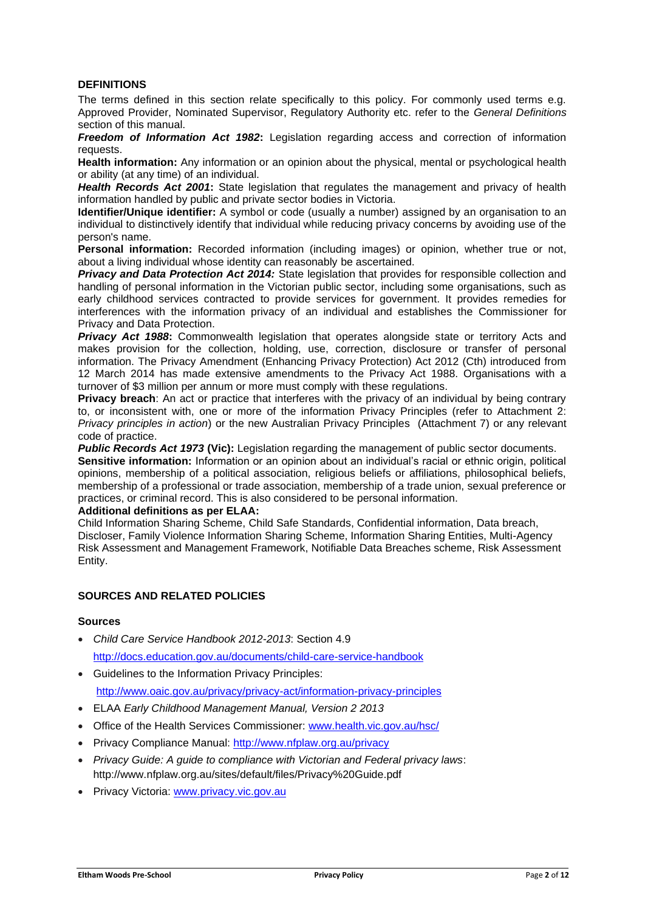## DEFINITIONS

The terms defined in this section relate specifically to this policy. For commonly used terms e.g. Approved Provider, Nominated Supervisor, Regulatory Authority etc. refer to the *General Definitions* section of this manual.

***Freedom of Information Act 1982*:** Legislation regarding access and correction of information requests.

**Health information:** Any information or an opinion about the physical, mental or psychological health or ability (at any time) of an individual.

***Health Records Act 2001*:** State legislation that regulates the management and privacy of health information handled by public and private sector bodies in Victoria.

**Identifier/Unique identifier:** A symbol or code (usually a number) assigned by an organisation to an individual to distinctively identify that individual while reducing privacy concerns by avoiding use of the person's name.

**Personal information:** Recorded information (including images) or opinion, whether true or not, about a living individual whose identity can reasonably be ascertained.

***Privacy and Data Protection Act 2014:*** State legislation that provides for responsible collection and handling of personal information in the Victorian public sector, including some organisations, such as early childhood services contracted to provide services for government. It provides remedies for interferences with the information privacy of an individual and establishes the Commissioner for Privacy and Data Protection.

***Privacy Act 1988*:** Commonwealth legislation that operates alongside state or territory Acts and makes provision for the collection, holding, use, correction, disclosure or transfer of personal information. The Privacy Amendment (Enhancing Privacy Protection) Act 2012 (Cth) introduced from 12 March 2014 has made extensive amendments to the Privacy Act 1988. Organisations with a turnover of $3 million per annum or more must comply with these regulations.

**Privacy breach**: An act or practice that interferes with the privacy of an individual by being contrary to, or inconsistent with, one or more of the information Privacy Principles (refer to Attachment 2: *Privacy principles in action*) or the new Australian Privacy Principles (Attachment 7) or any relevant code of practice.

***Public Records Act 1973* (Vic):** Legislation regarding the management of public sector documents.

**Sensitive information:** Information or an opinion about an individual's racial or ethnic origin, political opinions, membership of a political association, religious beliefs or affiliations, philosophical beliefs, membership of a professional or trade association, membership of a trade union, sexual preference or practices, or criminal record. This is also considered to be personal information.

**Additional definitions as per ELAA:**

Child Information Sharing Scheme, Child Safe Standards, Confidential information, Data breach, Discloser, Family Violence Information Sharing Scheme, Information Sharing Entities, Multi-Agency Risk Assessment and Management Framework, Notifiable Data Breaches scheme, Risk Assessment Entity.

## SOURCES AND RELATED POLICIES

### Sources

- *Child Care Service Handbook 2012-2013*: Section 4.9
  http://docs.education.gov.au/documents/child-care-service-handbook
- Guidelines to the Information Privacy Principles:
  http://www.oaic.gov.au/privacy/privacy-act/information-privacy-principles
- ELAA *Early Childhood Management Manual, Version 2 2013*
- Office of the Health Services Commissioner: www.health.vic.gov.au/hsc/
- Privacy Compliance Manual: http://www.nfplaw.org.au/privacy
- *Privacy Guide: A guide to compliance with Victorian and Federal privacy laws*: http://www.nfplaw.org.au/sites/default/files/Privacy%20Guide.pdf
- Privacy Victoria: www.privacy.vic.gov.au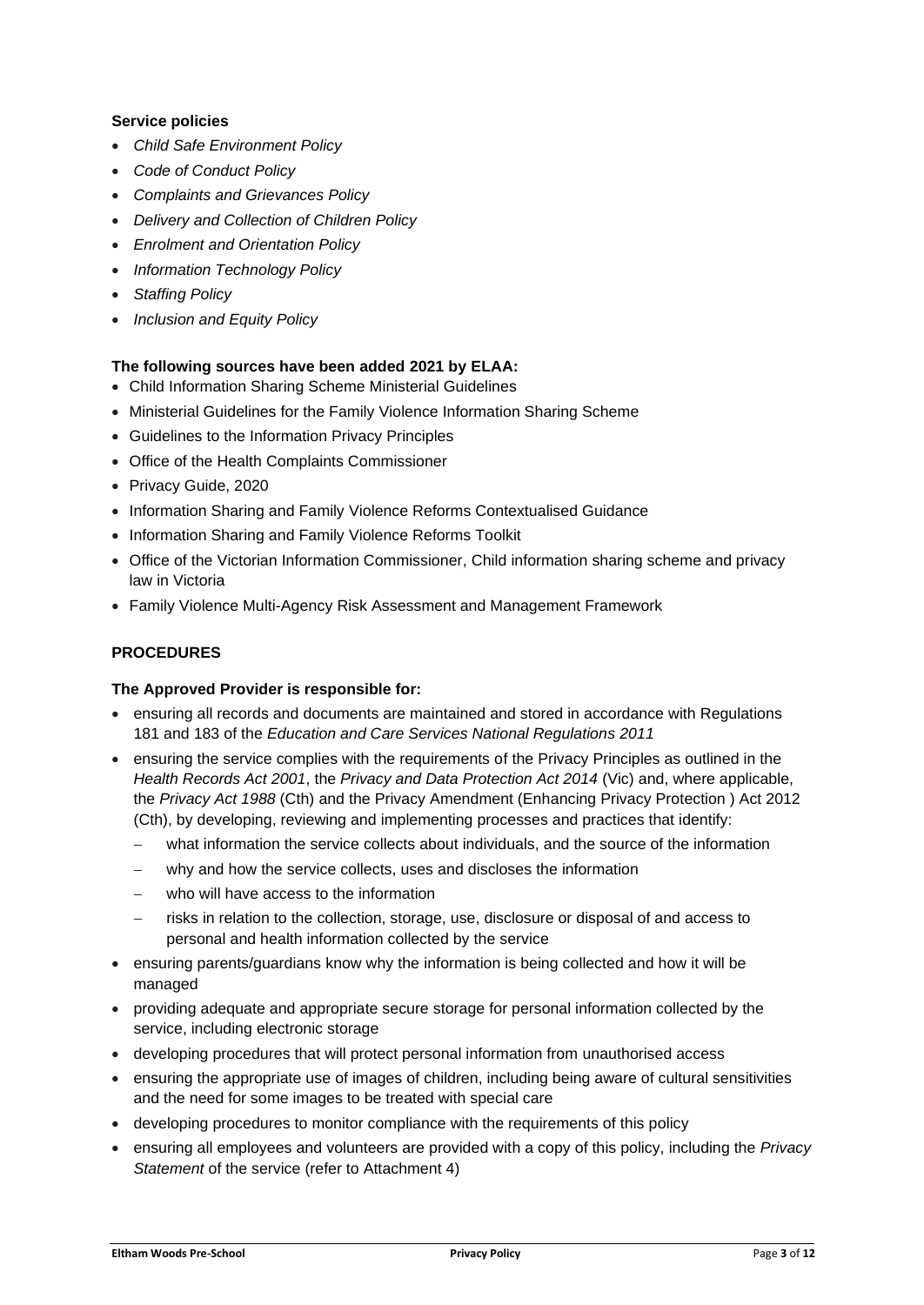**Service policies**

- *Child Safe Environment Policy*
- *Code of Conduct Policy*
- *Complaints and Grievances Policy*
- *Delivery and Collection of Children Policy*
- *Enrolment and Orientation Policy*
- *Information Technology Policy*
- *Staffing Policy*
- *Inclusion and Equity Policy*

**The following sources have been added 2021 by ELAA:**

- Child Information Sharing Scheme Ministerial Guidelines
- Ministerial Guidelines for the Family Violence Information Sharing Scheme
- Guidelines to the Information Privacy Principles
- Office of the Health Complaints Commissioner
- Privacy Guide, 2020
- Information Sharing and Family Violence Reforms Contextualised Guidance
- Information Sharing and Family Violence Reforms Toolkit
- Office of the Victorian Information Commissioner, Child information sharing scheme and privacy law in Victoria
- Family Violence Multi-Agency Risk Assessment and Management Framework

**PROCEDURES**

**The Approved Provider is responsible for:**

- ensuring all records and documents are maintained and stored in accordance with Regulations 181 and 183 of the *Education and Care Services National Regulations 2011*
- ensuring the service complies with the requirements of the Privacy Principles as outlined in the *Health Records Act 2001*, the *Privacy and Data Protection Act 2014* (Vic) and, where applicable, the *Privacy Act 1988* (Cth) and the Privacy Amendment (Enhancing Privacy Protection ) Act 2012 (Cth), by developing, reviewing and implementing processes and practices that identify:
  - what information the service collects about individuals, and the source of the information
  - why and how the service collects, uses and discloses the information
  - who will have access to the information
  - risks in relation to the collection, storage, use, disclosure or disposal of and access to personal and health information collected by the service
- ensuring parents/guardians know why the information is being collected and how it will be managed
- providing adequate and appropriate secure storage for personal information collected by the service, including electronic storage
- developing procedures that will protect personal information from unauthorised access
- ensuring the appropriate use of images of children, including being aware of cultural sensitivities and the need for some images to be treated with special care
- developing procedures to monitor compliance with the requirements of this policy
- ensuring all employees and volunteers are provided with a copy of this policy, including the *Privacy Statement* of the service (refer to Attachment 4)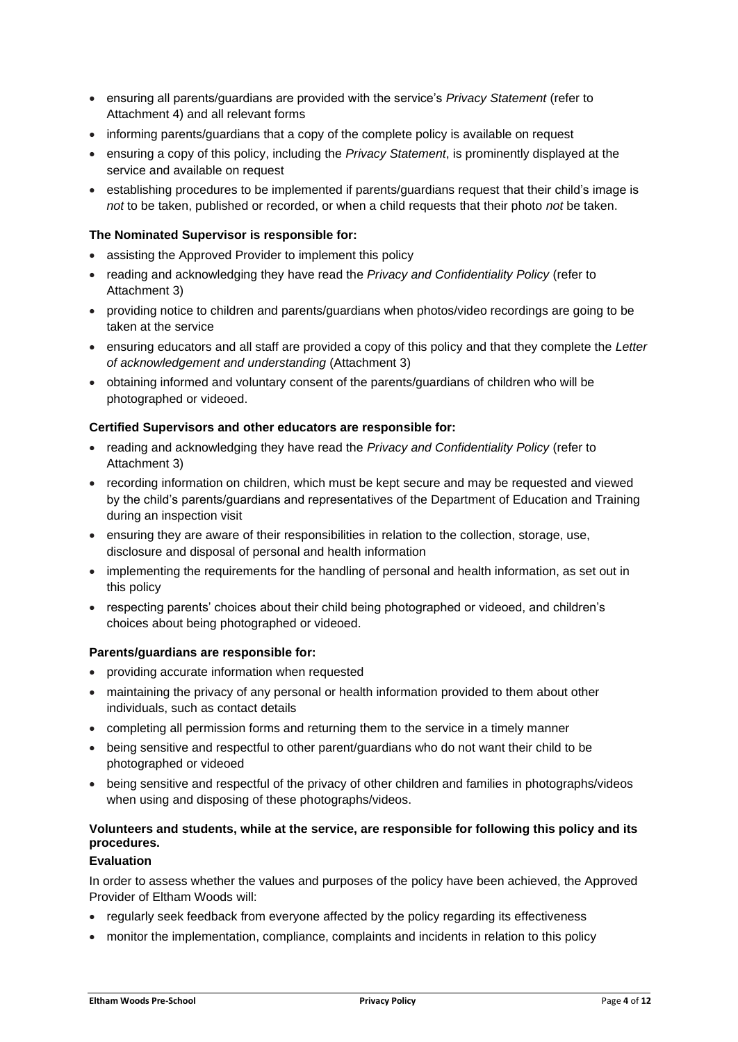- ensuring all parents/guardians are provided with the service's *Privacy Statement* (refer to Attachment 4) and all relevant forms
- informing parents/guardians that a copy of the complete policy is available on request
- ensuring a copy of this policy, including the *Privacy Statement*, is prominently displayed at the service and available on request
- establishing procedures to be implemented if parents/guardians request that their child's image is *not* to be taken, published or recorded, or when a child requests that their photo *not* be taken.

**The Nominated Supervisor is responsible for:**

- assisting the Approved Provider to implement this policy
- reading and acknowledging they have read the *Privacy and Confidentiality Policy* (refer to Attachment 3)
- providing notice to children and parents/guardians when photos/video recordings are going to be taken at the service
- ensuring educators and all staff are provided a copy of this policy and that they complete the *Letter of acknowledgement and understanding* (Attachment 3)
- obtaining informed and voluntary consent of the parents/guardians of children who will be photographed or videoed.

**Certified Supervisors and other educators are responsible for:**

- reading and acknowledging they have read the *Privacy and Confidentiality Policy* (refer to Attachment 3)
- recording information on children, which must be kept secure and may be requested and viewed by the child's parents/guardians and representatives of the Department of Education and Training during an inspection visit
- ensuring they are aware of their responsibilities in relation to the collection, storage, use, disclosure and disposal of personal and health information
- implementing the requirements for the handling of personal and health information, as set out in this policy
- respecting parents' choices about their child being photographed or videoed, and children's choices about being photographed or videoed.

**Parents/guardians are responsible for:**

- providing accurate information when requested
- maintaining the privacy of any personal or health information provided to them about other individuals, such as contact details
- completing all permission forms and returning them to the service in a timely manner
- being sensitive and respectful to other parent/guardians who do not want their child to be photographed or videoed
- being sensitive and respectful of the privacy of other children and families in photographs/videos when using and disposing of these photographs/videos.

**Volunteers and students, while at the service, are responsible for following this policy and its procedures.**

**Evaluation**

In order to assess whether the values and purposes of the policy have been achieved, the Approved Provider of Eltham Woods will:

- regularly seek feedback from everyone affected by the policy regarding its effectiveness
- monitor the implementation, compliance, complaints and incidents in relation to this policy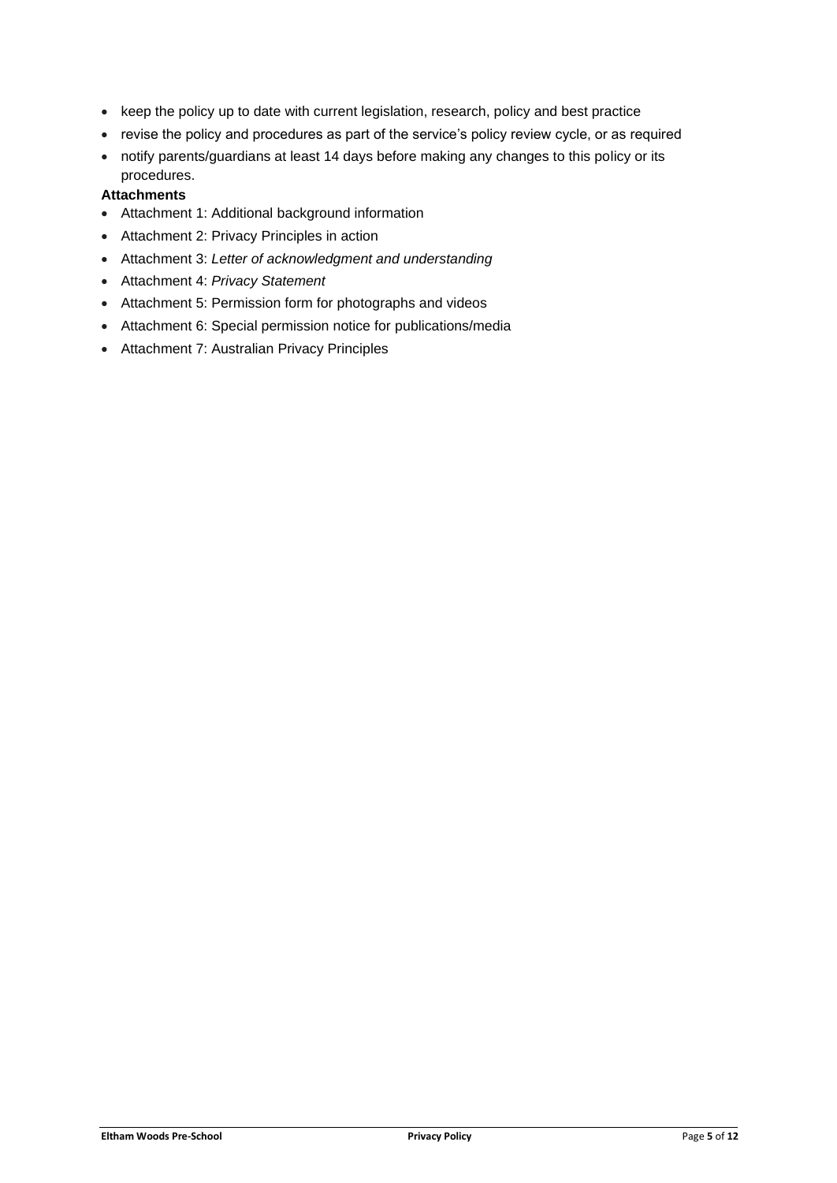- keep the policy up to date with current legislation, research, policy and best practice
- revise the policy and procedures as part of the service's policy review cycle, or as required
- notify parents/guardians at least 14 days before making any changes to this policy or its procedures.

**Attachments**

- Attachment 1: Additional background information
- Attachment 2: Privacy Principles in action
- Attachment 3: *Letter of acknowledgment and understanding*
- Attachment 4: *Privacy Statement*
- Attachment 5: Permission form for photographs and videos
- Attachment 6: Special permission notice for publications/media
- Attachment 7: Australian Privacy Principles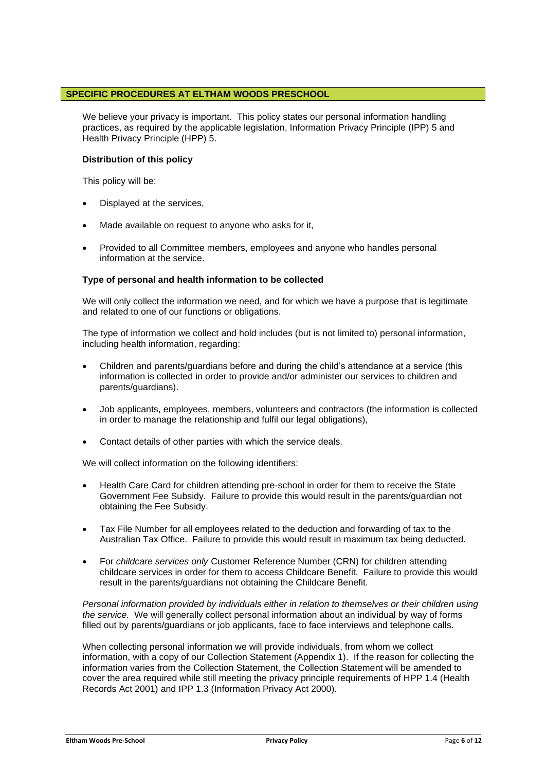## SPECIFIC PROCEDURES AT ELTHAM WOODS PRESCHOOL

We believe your privacy is important. This policy states our personal information handling practices, as required by the applicable legislation, Information Privacy Principle (IPP) 5 and Health Privacy Principle (HPP) 5.

### Distribution of this policy

This policy will be:

- Displayed at the services,
- Made available on request to anyone who asks for it,
- Provided to all Committee members, employees and anyone who handles personal information at the service.

### Type of personal and health information to be collected

We will only collect the information we need, and for which we have a purpose that is legitimate and related to one of our functions or obligations.

The type of information we collect and hold includes (but is not limited to) personal information, including health information, regarding:

- Children and parents/guardians before and during the child's attendance at a service (this information is collected in order to provide and/or administer our services to children and parents/guardians).
- Job applicants, employees, members, volunteers and contractors (the information is collected in order to manage the relationship and fulfil our legal obligations),
- Contact details of other parties with which the service deals.

We will collect information on the following identifiers:

- Health Care Card for children attending pre-school in order for them to receive the State Government Fee Subsidy. Failure to provide this would result in the parents/guardian not obtaining the Fee Subsidy.
- Tax File Number for all employees related to the deduction and forwarding of tax to the Australian Tax Office. Failure to provide this would result in maximum tax being deducted.
- For *childcare services only* Customer Reference Number (CRN) for children attending childcare services in order for them to access Childcare Benefit. Failure to provide this would result in the parents/guardians not obtaining the Childcare Benefit.

*Personal information provided by individuals either in relation to themselves or their children using the service.* We will generally collect personal information about an individual by way of forms filled out by parents/guardians or job applicants, face to face interviews and telephone calls.

When collecting personal information we will provide individuals, from whom we collect information, with a copy of our Collection Statement (Appendix 1). If the reason for collecting the information varies from the Collection Statement, the Collection Statement will be amended to cover the area required while still meeting the privacy principle requirements of HPP 1.4 (Health Records Act 2001) and IPP 1.3 (Information Privacy Act 2000).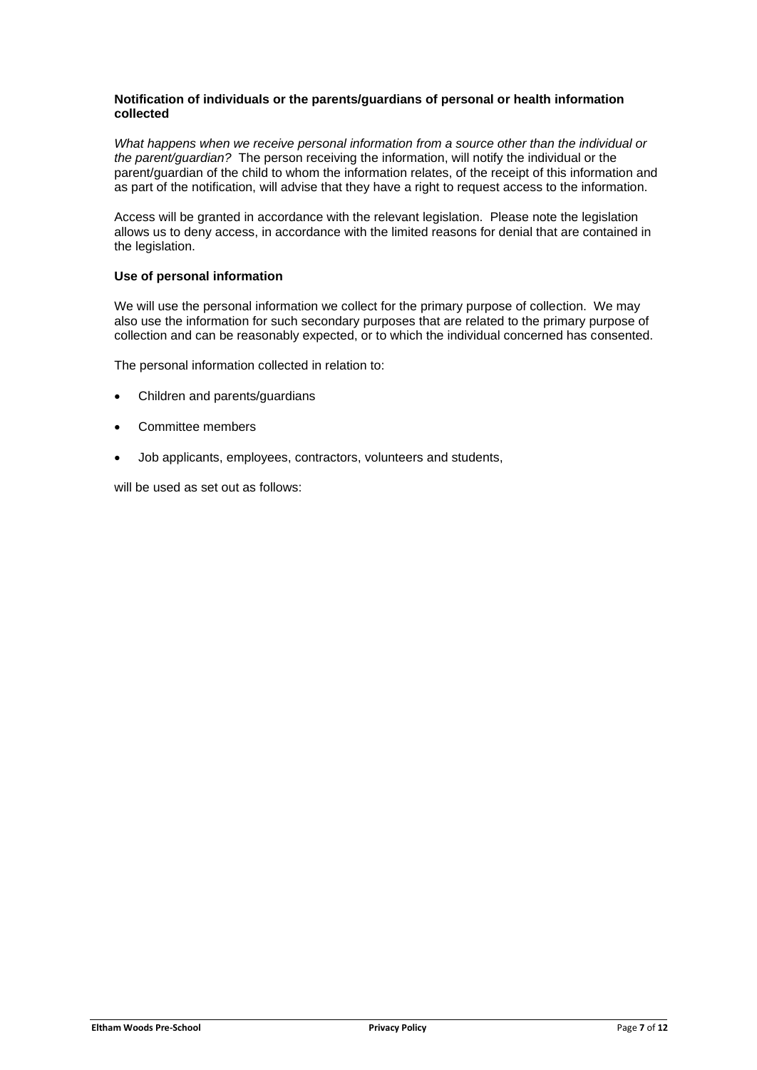**Notification of individuals or the parents/guardians of personal or health information collected**

*What happens when we receive personal information from a source other than the individual or the parent/guardian?* The person receiving the information, will notify the individual or the parent/guardian of the child to whom the information relates, of the receipt of this information and as part of the notification, will advise that they have a right to request access to the information.

Access will be granted in accordance with the relevant legislation. Please note the legislation allows us to deny access, in accordance with the limited reasons for denial that are contained in the legislation.

**Use of personal information**

We will use the personal information we collect for the primary purpose of collection. We may also use the information for such secondary purposes that are related to the primary purpose of collection and can be reasonably expected, or to which the individual concerned has consented.

The personal information collected in relation to:

- Children and parents/guardians
- Committee members
- Job applicants, employees, contractors, volunteers and students,

will be used as set out as follows: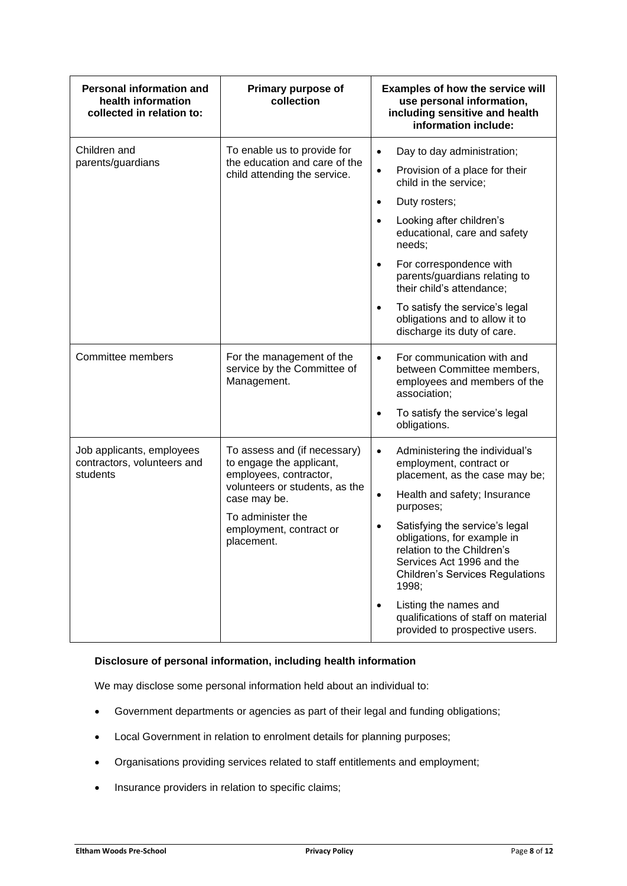| Personal information and health information collected in relation to: | Primary purpose of collection | Examples of how the service will use personal information, including sensitive and health information include: |
|---|---|---|
| Children and parents/guardians | To enable us to provide for the education and care of the child attending the service. | • Day to day administration;<br>• Provision of a place for their child in the service;<br>• Duty rosters;<br>• Looking after children's educational, care and safety needs;<br>• For correspondence with parents/guardians relating to their child's attendance;<br>• To satisfy the service's legal obligations and to allow it to discharge its duty of care. |
| Committee members | For the management of the service by the Committee of Management. | • For communication with and between Committee members, employees and members of the association;<br>• To satisfy the service's legal obligations. |
| Job applicants, employees contractors, volunteers and students | To assess and (if necessary) to engage the applicant, employees, contractor, volunteers or students, as the case may be.<br>To administer the employment, contract or placement. | • Administering the individual's employment, contract or placement, as the case may be;<br>• Health and safety; Insurance purposes;<br>• Satisfying the service's legal obligations, for example in relation to the Children's Services Act 1996 and the Children's Services Regulations 1998;<br>• Listing the names and qualifications of staff on material provided to prospective users. |

**Disclosure of personal information, including health information**

We may disclose some personal information held about an individual to:

- Government departments or agencies as part of their legal and funding obligations;
- Local Government in relation to enrolment details for planning purposes;
- Organisations providing services related to staff entitlements and employment;
- Insurance providers in relation to specific claims;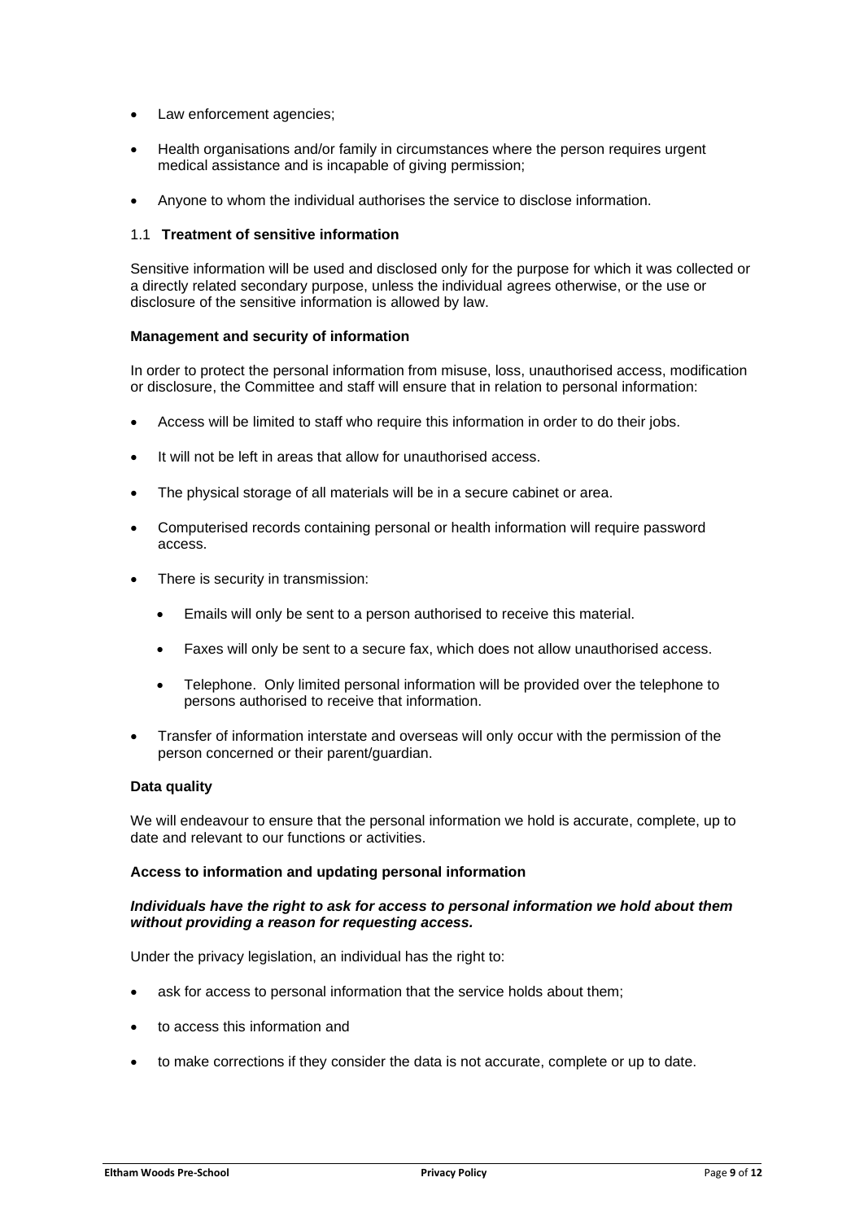- Law enforcement agencies;
- Health organisations and/or family in circumstances where the person requires urgent medical assistance and is incapable of giving permission;
- Anyone to whom the individual authorises the service to disclose information.

### 1.1 **Treatment of sensitive information**

Sensitive information will be used and disclosed only for the purpose for which it was collected or a directly related secondary purpose, unless the individual agrees otherwise, or the use or disclosure of the sensitive information is allowed by law.

**Management and security of information**

In order to protect the personal information from misuse, loss, unauthorised access, modification or disclosure, the Committee and staff will ensure that in relation to personal information:

- Access will be limited to staff who require this information in order to do their jobs.
- It will not be left in areas that allow for unauthorised access.
- The physical storage of all materials will be in a secure cabinet or area.
- Computerised records containing personal or health information will require password access.
- There is security in transmission:
  - Emails will only be sent to a person authorised to receive this material.
  - Faxes will only be sent to a secure fax, which does not allow unauthorised access.
  - Telephone. Only limited personal information will be provided over the telephone to persons authorised to receive that information.
- Transfer of information interstate and overseas will only occur with the permission of the person concerned or their parent/guardian.

**Data quality**

We will endeavour to ensure that the personal information we hold is accurate, complete, up to date and relevant to our functions or activities.

**Access to information and updating personal information**

***Individuals have the right to ask for access to personal information we hold about them without providing a reason for requesting access.***

Under the privacy legislation, an individual has the right to:

- ask for access to personal information that the service holds about them;
- to access this information and
- to make corrections if they consider the data is not accurate, complete or up to date.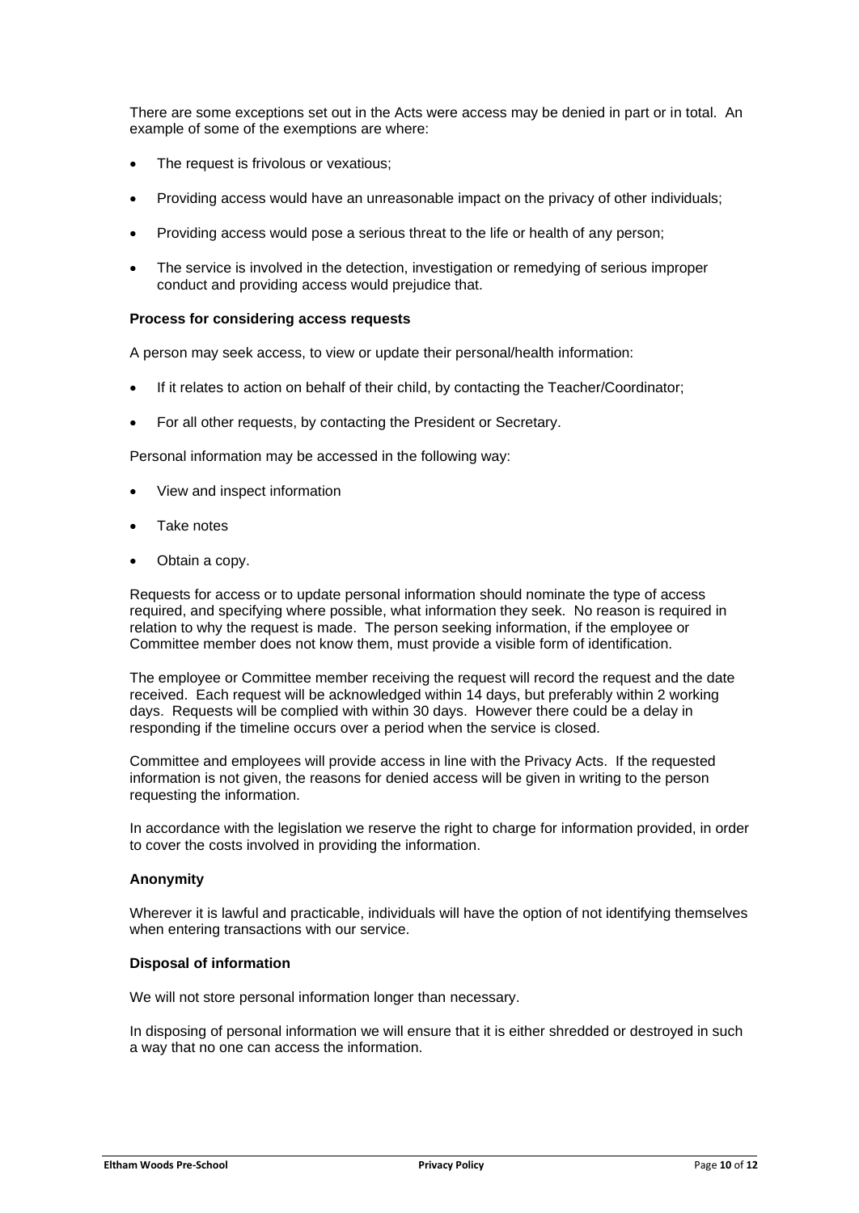There are some exceptions set out in the Acts were access may be denied in part or in total. An example of some of the exemptions are where:

- The request is frivolous or vexatious;
- Providing access would have an unreasonable impact on the privacy of other individuals;
- Providing access would pose a serious threat to the life or health of any person;
- The service is involved in the detection, investigation or remedying of serious improper conduct and providing access would prejudice that.

**Process for considering access requests**

A person may seek access, to view or update their personal/health information:

- If it relates to action on behalf of their child, by contacting the Teacher/Coordinator;
- For all other requests, by contacting the President or Secretary.

Personal information may be accessed in the following way:

- View and inspect information
- Take notes
- Obtain a copy.

Requests for access or to update personal information should nominate the type of access required, and specifying where possible, what information they seek. No reason is required in relation to why the request is made. The person seeking information, if the employee or Committee member does not know them, must provide a visible form of identification.

The employee or Committee member receiving the request will record the request and the date received. Each request will be acknowledged within 14 days, but preferably within 2 working days. Requests will be complied with within 30 days. However there could be a delay in responding if the timeline occurs over a period when the service is closed.

Committee and employees will provide access in line with the Privacy Acts. If the requested information is not given, the reasons for denied access will be given in writing to the person requesting the information.

In accordance with the legislation we reserve the right to charge for information provided, in order to cover the costs involved in providing the information.

**Anonymity**

Wherever it is lawful and practicable, individuals will have the option of not identifying themselves when entering transactions with our service.

**Disposal of information**

We will not store personal information longer than necessary.

In disposing of personal information we will ensure that it is either shredded or destroyed in such a way that no one can access the information.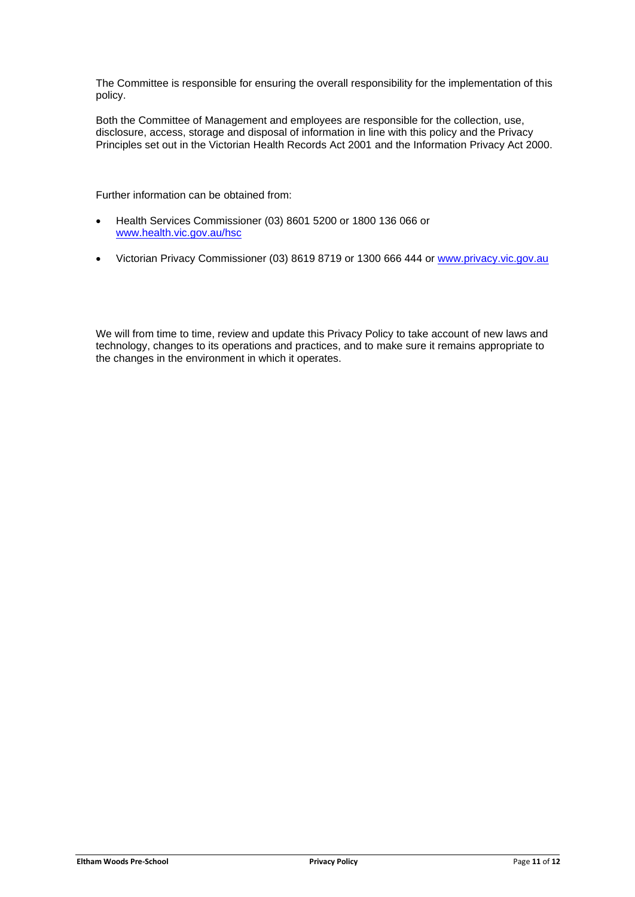The Committee is responsible for ensuring the overall responsibility for the implementation of this policy.

Both the Committee of Management and employees are responsible for the collection, use, disclosure, access, storage and disposal of information in line with this policy and the Privacy Principles set out in the Victorian Health Records Act 2001 and the Information Privacy Act 2000.

Further information can be obtained from:

- Health Services Commissioner (03) 8601 5200 or 1800 136 066 or [www.health.vic.gov.au/hsc](www.health.vic.gov.au/hsc)
- Victorian Privacy Commissioner (03) 8619 8719 or 1300 666 444 or [www.privacy.vic.gov.au](www.privacy.vic.gov.au)

We will from time to time, review and update this Privacy Policy to take account of new laws and technology, changes to its operations and practices, and to make sure it remains appropriate to the changes in the environment in which it operates.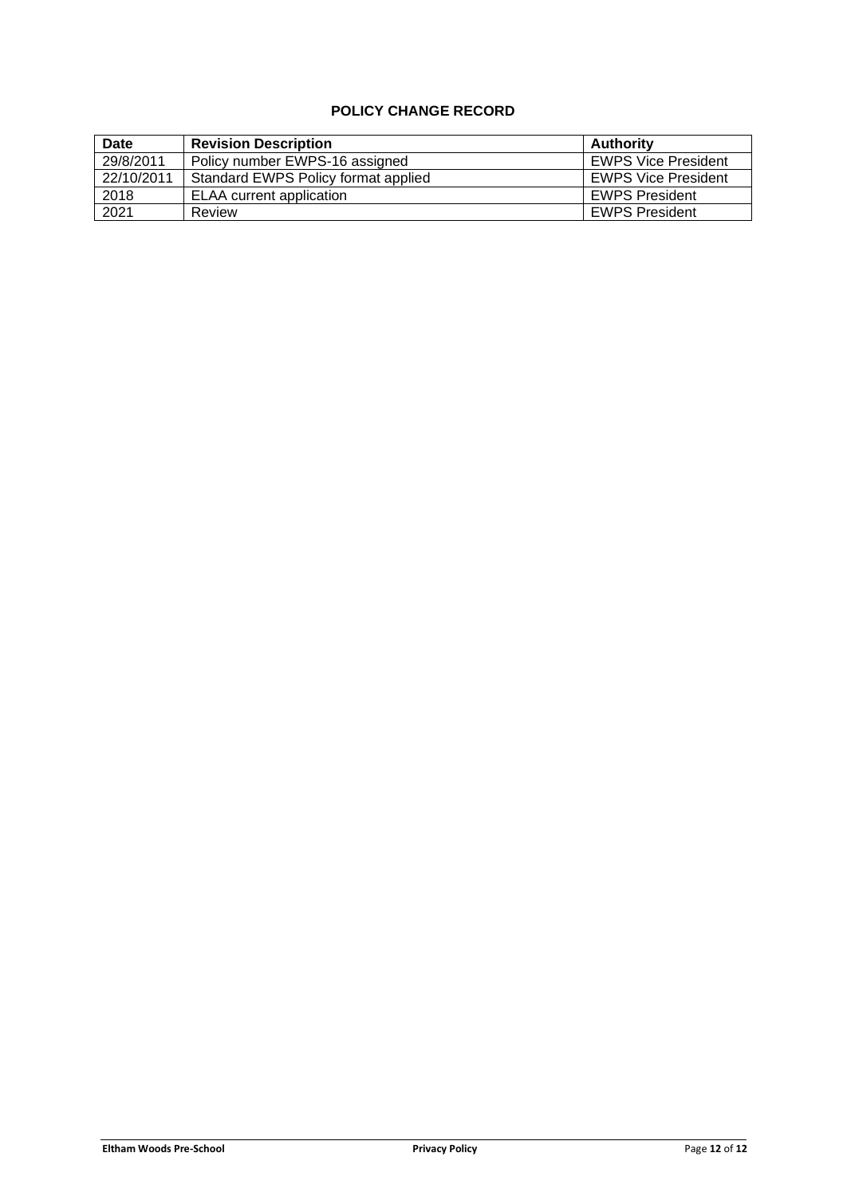**POLICY CHANGE RECORD**

| Date | Revision Description | Authority |
| --- | --- | --- |
| 29/8/2011 | Policy number EWPS-16 assigned | EWPS Vice President |
| 22/10/2011 | Standard EWPS Policy format applied | EWPS Vice President |
| 2018 | ELAA current application | EWPS President |
| 2021 | Review | EWPS President |